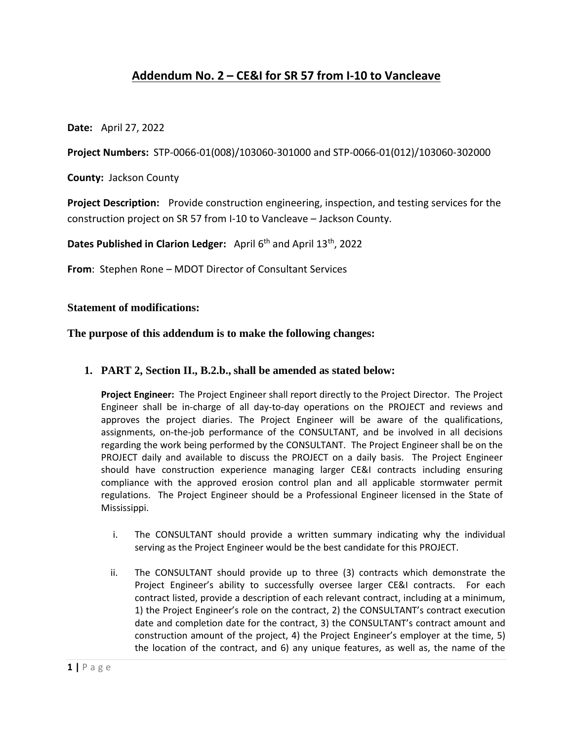# Addendum No. 2 – CE&I for SR 57 from I-10 to Vancleave

**Date:** April 27, 2022

**Project Numbers:** STP-0066-01(008)/103060-301000 and STP-0066-01(012)/103060-302000

**County:** Jackson County

**Project Description:** Provide construction engineering, inspection, and testing services for the construction project on SR 57 from I-10 to Vancleave – Jackson County.

**Dates Published in Clarion Ledger:** April 6th and April 13th, 2022

**From**: Stephen Rone – MDOT Director of Consultant Services

**Statement of modifications:**

**The purpose of this addendum is to make the following changes:**

1. **PART 2, Section II., B.2.b., shall be amended as stated below:**

   **Project Engineer:** The Project Engineer shall report directly to the Project Director. The Project Engineer shall be in-charge of all day-to-day operations on the PROJECT and reviews and approves the project diaries. The Project Engineer will be aware of the qualifications, assignments, on-the-job performance of the CONSULTANT, and be involved in all decisions regarding the work being performed by the CONSULTANT. The Project Engineer shall be on the PROJECT daily and available to discuss the PROJECT on a daily basis. The Project Engineer should have construction experience managing larger CE&I contracts including ensuring compliance with the approved erosion control plan and all applicable stormwater permit regulations. The Project Engineer should be a Professional Engineer licensed in the State of Mississippi.

   i. The CONSULTANT should provide a written summary indicating why the individual serving as the Project Engineer would be the best candidate for this PROJECT.

   ii. The CONSULTANT should provide up to three (3) contracts which demonstrate the Project Engineer's ability to successfully oversee larger CE&I contracts. For each contract listed, provide a description of each relevant contract, including at a minimum, 1) the Project Engineer's role on the contract, 2) the CONSULTANT's contract execution date and completion date for the contract, 3) the CONSULTANT's contract amount and construction amount of the project, 4) the Project Engineer's employer at the time, 5) the location of the contract, and 6) any unique features, as well as, the name of the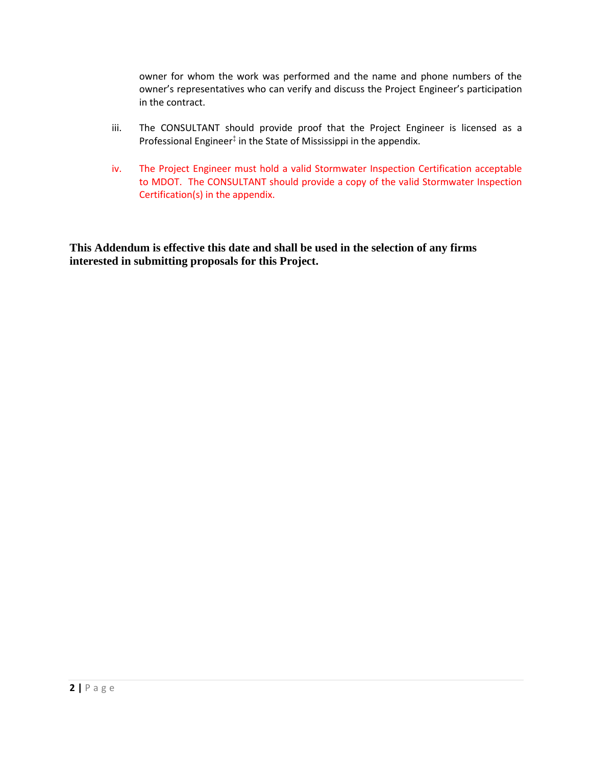owner for whom the work was performed and the name and phone numbers of the owner's representatives who can verify and discuss the Project Engineer's participation in the contract.

iii. The CONSULTANT should provide proof that the Project Engineer is licensed as a Professional Engineer‡ in the State of Mississippi in the appendix.

iv. The Project Engineer must hold a valid Stormwater Inspection Certification acceptable to MDOT. The CONSULTANT should provide a copy of the valid Stormwater Inspection Certification(s) in the appendix.

**This Addendum is effective this date and shall be used in the selection of any firms interested in submitting proposals for this Project.**